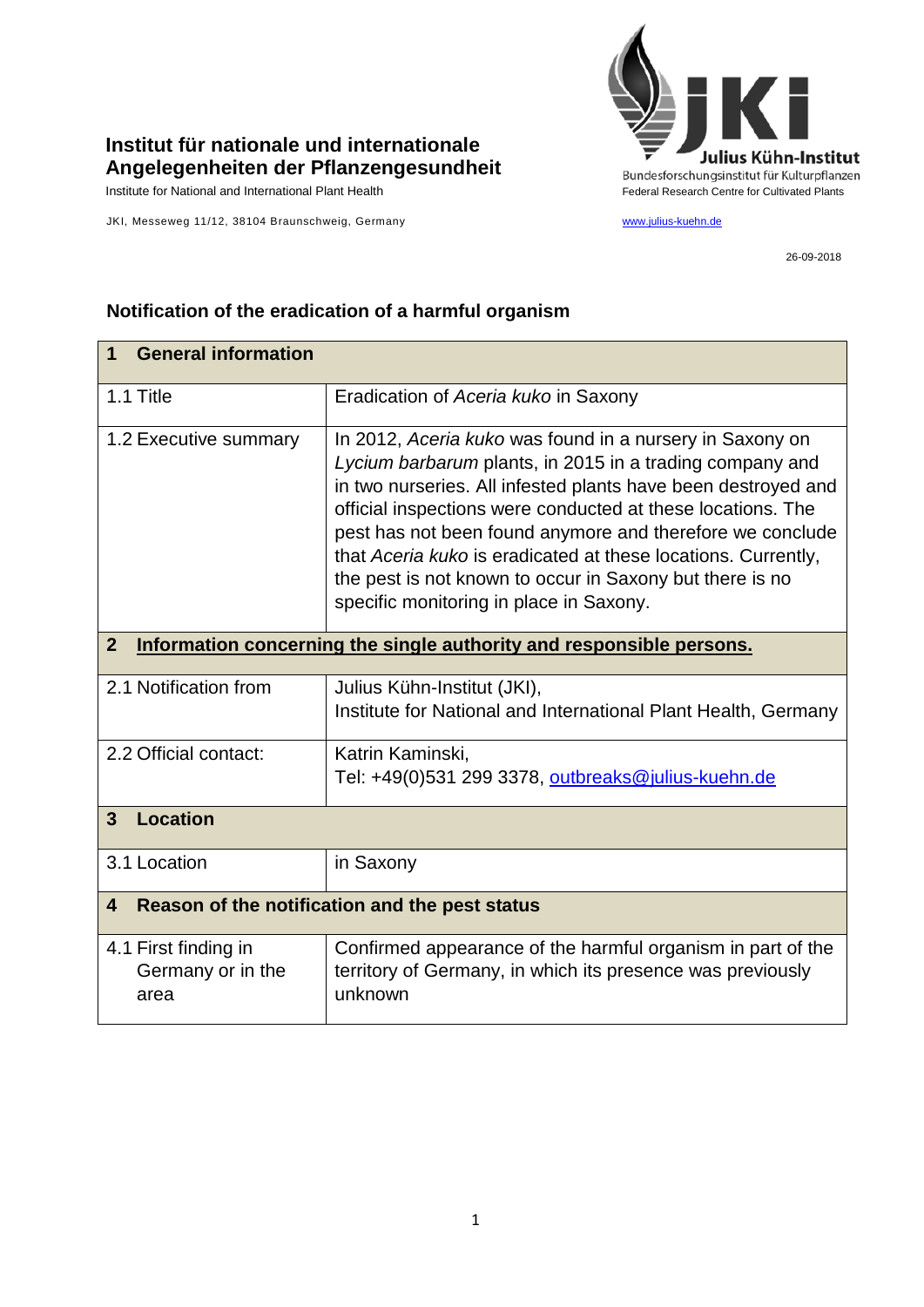**Institut für nationale und internationale Angelegenheiten der Pflanzengesundheit**

Institute for National and International Plant Health

JKI, Messeweg 11/12, 38104 Braunschweig, Germany

Julius Kühn-Institut
Bundesforschungsinstitut für Kulturpflanzen
Federal Research Centre for Cultivated Plants

www.julius-kuehn.de

26-09-2018

## Notification of the eradication of a harmful organism

| **1 General information** | |
|---|---|
| 1.1 Title | Eradication of *Aceria kuko* in Saxony |
| 1.2 Executive summary | In 2012, *Aceria kuko* was found in a nursery in Saxony on *Lycium barbarum* plants, in 2015 in a trading company and in two nurseries. All infested plants have been destroyed and official inspections were conducted at these locations. The pest has not been found anymore and therefore we conclude that *Aceria kuko* is eradicated at these locations. Currently, the pest is not known to occur in Saxony but there is no specific monitoring in place in Saxony. |
| **2 Information concerning the single authority and responsible persons.** | |
| 2.1 Notification from | Julius Kühn-Institut (JKI),<br>Institute for National and International Plant Health, Germany |
| 2.2 Official contact: | Katrin Kaminski,<br>Tel: +49(0)531 299 3378, outbreaks@julius-kuehn.de |
| **3 Location** | |
| 3.1 Location | in Saxony |
| **4 Reason of the notification and the pest status** | |
| 4.1 First finding in Germany or in the area | Confirmed appearance of the harmful organism in part of the territory of Germany, in which its presence was previously unknown |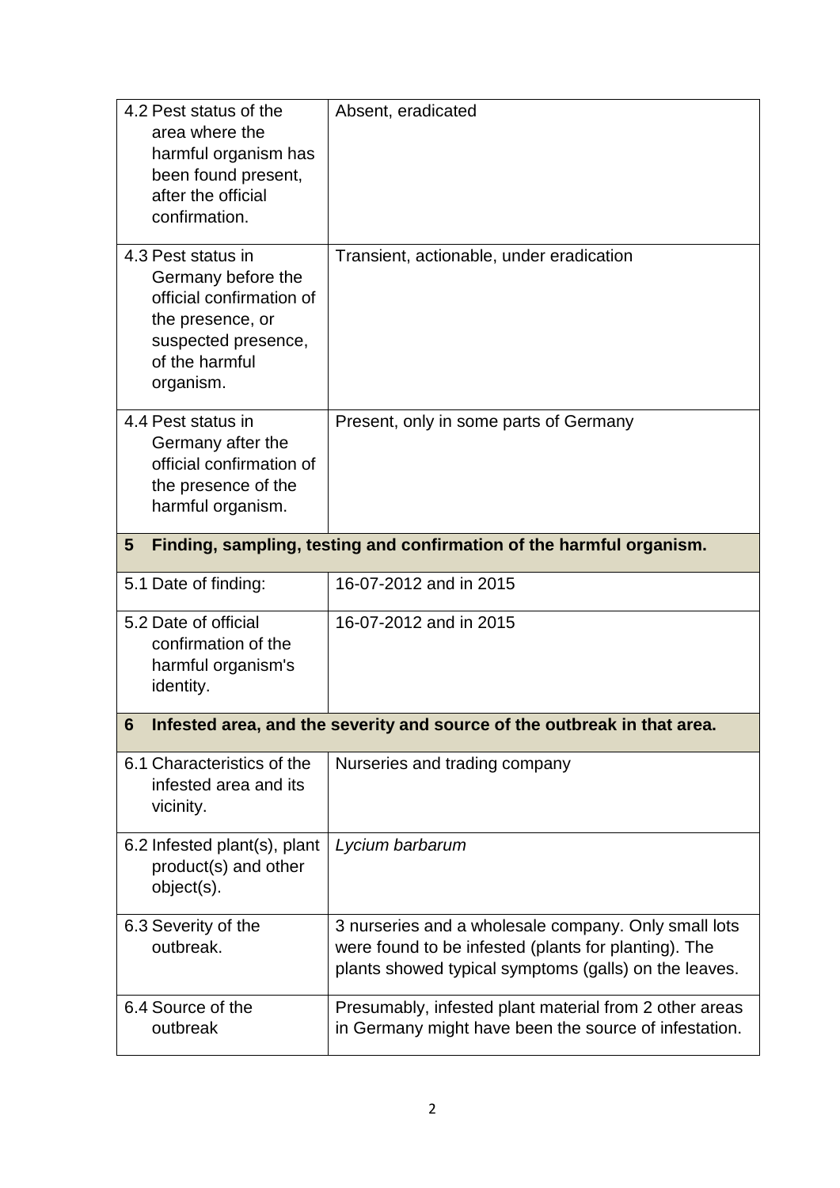| | |
|---|---|
| 4.2 Pest status of the area where the harmful organism has been found present, after the official confirmation. | Absent, eradicated |
| 4.3 Pest status in Germany before the official confirmation of the presence, or suspected presence, of the harmful organism. | Transient, actionable, under eradication |
| 4.4 Pest status in Germany after the official confirmation of the presence of the harmful organism. | Present, only in some parts of Germany |
| **5 Finding, sampling, testing and confirmation of the harmful organism.** | |
| 5.1 Date of finding: | 16-07-2012 and in 2015 |
| 5.2 Date of official confirmation of the harmful organism's identity. | 16-07-2012 and in 2015 |
| **6 Infested area, and the severity and source of the outbreak in that area.** | |
| 6.1 Characteristics of the infested area and its vicinity. | Nurseries and trading company |
| 6.2 Infested plant(s), plant product(s) and other object(s). | *Lycium barbarum* |
| 6.3 Severity of the outbreak. | 3 nurseries and a wholesale company. Only small lots were found to be infested (plants for planting). The plants showed typical symptoms (galls) on the leaves. |
| 6.4 Source of the outbreak | Presumably, infested plant material from 2 other areas in Germany might have been the source of infestation. |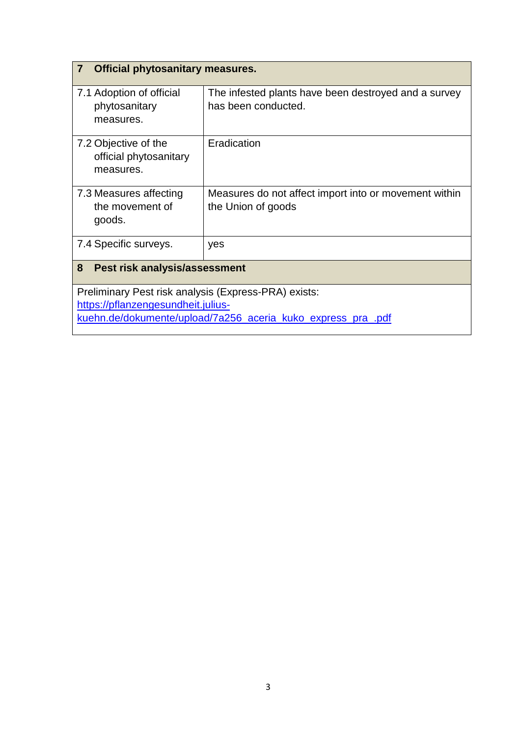| 7 Official phytosanitary measures. | |
|---|---|
| 7.1 Adoption of official phytosanitary measures. | The infested plants have been destroyed and a survey has been conducted. |
| 7.2 Objective of the official phytosanitary measures. | Eradication |
| 7.3 Measures affecting the movement of goods. | Measures do not affect import into or movement within the Union of goods |
| 7.4 Specific surveys. | yes |

| 8 Pest risk analysis/assessment |
|---|
| Preliminary Pest risk analysis (Express-PRA) exists: [https://pflanzengesundheit.julius-kuehn.de/dokumente/upload/7a256_aceria_kuko_express_pra_.pdf](https://pflanzengesundheit.julius-kuehn.de/dokumente/upload/7a256_aceria_kuko_express_pra_.pdf) |